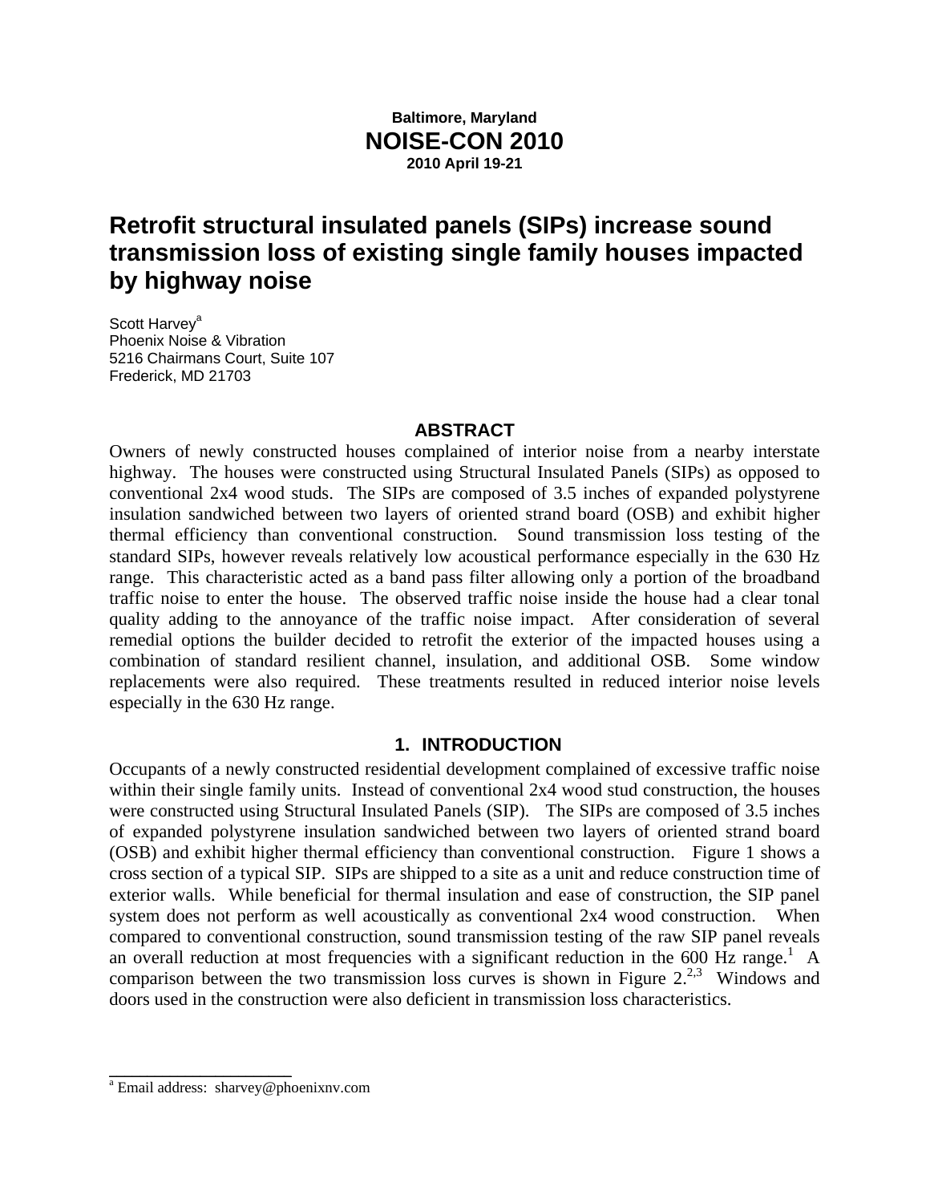Baltimore, Maryland

**NOISE-CON 2010**

2010 April 19-21

# Retrofit structural insulated panels (SIPs) increase sound transmission loss of existing single family houses impacted by highway noise

Scott Harvey[a]
Phoenix Noise & Vibration
5216 Chairmans Court, Suite 107
Frederick, MD 21703

## ABSTRACT

Owners of newly constructed houses complained of interior noise from a nearby interstate highway. The houses were constructed using Structural Insulated Panels (SIPs) as opposed to conventional 2x4 wood studs. The SIPs are composed of 3.5 inches of expanded polystyrene insulation sandwiched between two layers of oriented strand board (OSB) and exhibit higher thermal efficiency than conventional construction. Sound transmission loss testing of the standard SIPs, however reveals relatively low acoustical performance especially in the 630 Hz range. This characteristic acted as a band pass filter allowing only a portion of the broadband traffic noise to enter the house. The observed traffic noise inside the house had a clear tonal quality adding to the annoyance of the traffic noise impact. After consideration of several remedial options the builder decided to retrofit the exterior of the impacted houses using a combination of standard resilient channel, insulation, and additional OSB. Some window replacements were also required. These treatments resulted in reduced interior noise levels especially in the 630 Hz range.

## 1. INTRODUCTION

Occupants of a newly constructed residential development complained of excessive traffic noise within their single family units. Instead of conventional 2x4 wood stud construction, the houses were constructed using Structural Insulated Panels (SIP). The SIPs are composed of 3.5 inches of expanded polystyrene insulation sandwiched between two layers of oriented strand board (OSB) and exhibit higher thermal efficiency than conventional construction. Figure 1 shows a cross section of a typical SIP. SIPs are shipped to a site as a unit and reduce construction time of exterior walls. While beneficial for thermal insulation and ease of construction, the SIP panel system does not perform as well acoustically as conventional 2x4 wood construction. When compared to conventional construction, sound transmission testing of the raw SIP panel reveals an overall reduction at most frequencies with a significant reduction in the 600 Hz range.[1] A comparison between the two transmission loss curves is shown in Figure 2.[2,3] Windows and doors used in the construction were also deficient in transmission loss characteristics.

[a] Email address: sharvey@phoenixnv.com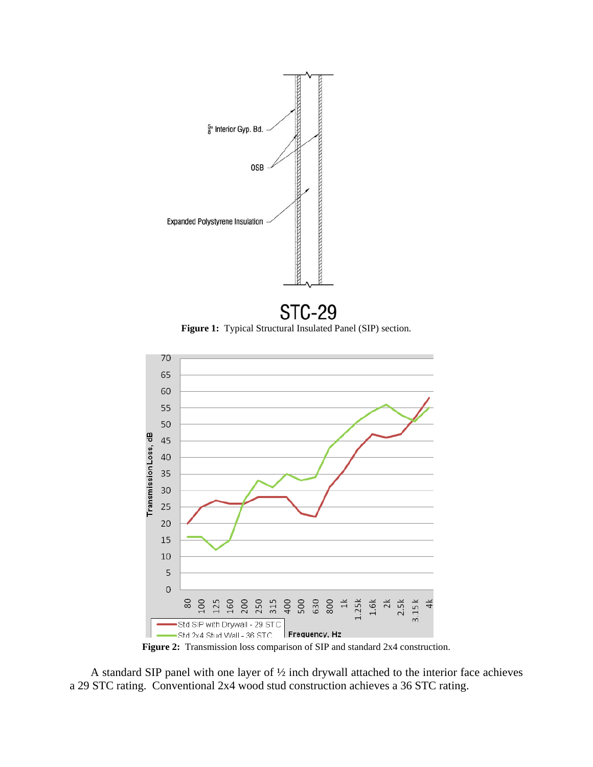⅝" Interior Gyp. Bd.

OSB

Expanded Polystyrene Insulation

STC-29

**Figure 1:** Typical Structural Insulated Panel (SIP) section.

**Figure 2:** Transmission loss comparison of SIP and standard 2x4 construction.

A standard SIP panel with one layer of ½ inch drywall attached to the interior face achieves a 29 STC rating. Conventional 2x4 wood stud construction achieves a 36 STC rating.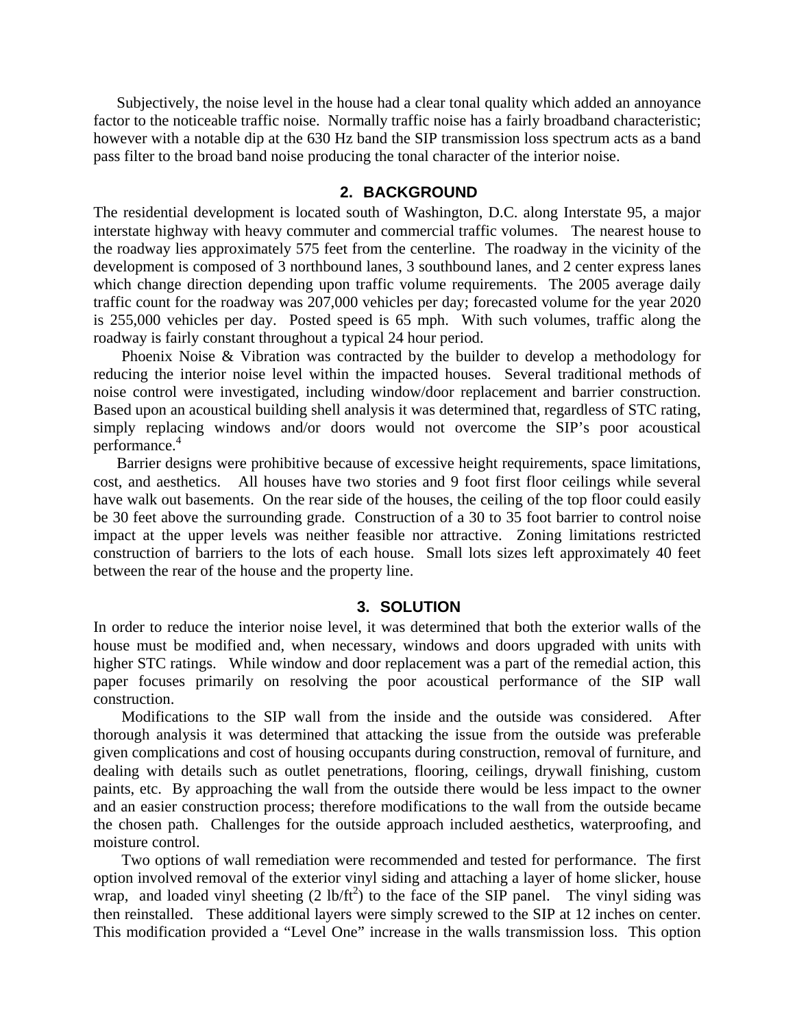Subjectively, the noise level in the house had a clear tonal quality which added an annoyance factor to the noticeable traffic noise. Normally traffic noise has a fairly broadband characteristic; however with a notable dip at the 630 Hz band the SIP transmission loss spectrum acts as a band pass filter to the broad band noise producing the tonal character of the interior noise.

## 2. BACKGROUND

The residential development is located south of Washington, D.C. along Interstate 95, a major interstate highway with heavy commuter and commercial traffic volumes. The nearest house to the roadway lies approximately 575 feet from the centerline. The roadway in the vicinity of the development is composed of 3 northbound lanes, 3 southbound lanes, and 2 center express lanes which change direction depending upon traffic volume requirements. The 2005 average daily traffic count for the roadway was 207,000 vehicles per day; forecasted volume for the year 2020 is 255,000 vehicles per day. Posted speed is 65 mph. With such volumes, traffic along the roadway is fairly constant throughout a typical 24 hour period.

Phoenix Noise & Vibration was contracted by the builder to develop a methodology for reducing the interior noise level within the impacted houses. Several traditional methods of noise control were investigated, including window/door replacement and barrier construction. Based upon an acoustical building shell analysis it was determined that, regardless of STC rating, simply replacing windows and/or doors would not overcome the SIP's poor acoustical performance.[4]

Barrier designs were prohibitive because of excessive height requirements, space limitations, cost, and aesthetics. All houses have two stories and 9 foot first floor ceilings while several have walk out basements. On the rear side of the houses, the ceiling of the top floor could easily be 30 feet above the surrounding grade. Construction of a 30 to 35 foot barrier to control noise impact at the upper levels was neither feasible nor attractive. Zoning limitations restricted construction of barriers to the lots of each house. Small lots sizes left approximately 40 feet between the rear of the house and the property line.

## 3. SOLUTION

In order to reduce the interior noise level, it was determined that both the exterior walls of the house must be modified and, when necessary, windows and doors upgraded with units with higher STC ratings. While window and door replacement was a part of the remedial action, this paper focuses primarily on resolving the poor acoustical performance of the SIP wall construction.

Modifications to the SIP wall from the inside and the outside was considered. After thorough analysis it was determined that attacking the issue from the outside was preferable given complications and cost of housing occupants during construction, removal of furniture, and dealing with details such as outlet penetrations, flooring, ceilings, drywall finishing, custom paints, etc. By approaching the wall from the outside there would be less impact to the owner and an easier construction process; therefore modifications to the wall from the outside became the chosen path. Challenges for the outside approach included aesthetics, waterproofing, and moisture control.

Two options of wall remediation were recommended and tested for performance. The first option involved removal of the exterior vinyl siding and attaching a layer of home slicker, house wrap, and loaded vinyl sheeting (2 lb/ft$^2$) to the face of the SIP panel. The vinyl siding was then reinstalled. These additional layers were simply screwed to the SIP at 12 inches on center. This modification provided a "Level One" increase in the walls transmission loss. This option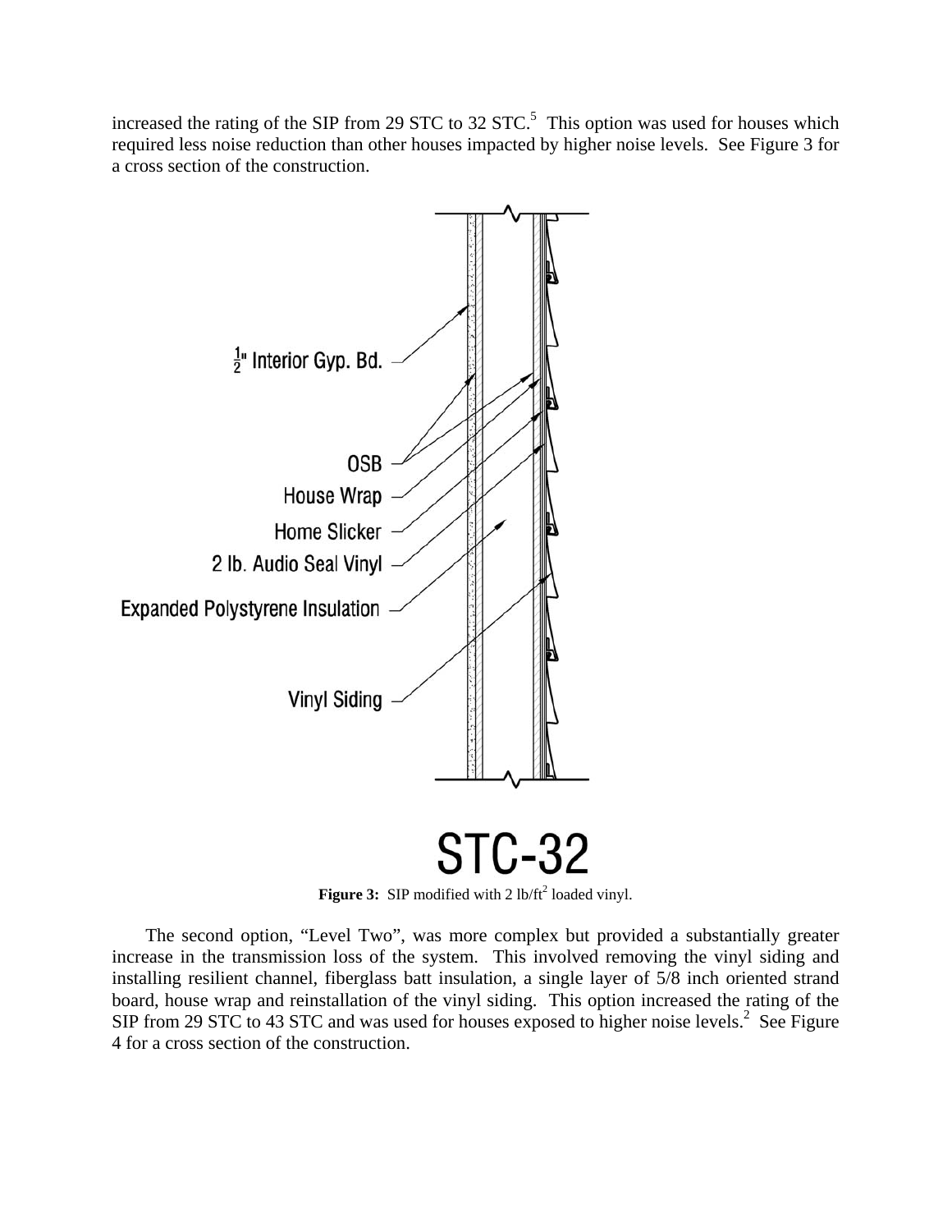increased the rating of the SIP from 29 STC to 32 STC.[5] This option was used for houses which required less noise reduction than other houses impacted by higher noise levels. See Figure 3 for a cross section of the construction.

½" Interior Gyp. Bd.

OSB

House Wrap

Home Slicker

2 lb. Audio Seal Vinyl

Expanded Polystyrene Insulation

Vinyl Siding

STC-32

**Figure 3:** SIP modified with 2 lb/ft$^2$ loaded vinyl.

The second option, "Level Two", was more complex but provided a substantially greater increase in the transmission loss of the system. This involved removing the vinyl siding and installing resilient channel, fiberglass batt insulation, a single layer of 5/8 inch oriented strand board, house wrap and reinstallation of the vinyl siding. This option increased the rating of the SIP from 29 STC to 43 STC and was used for houses exposed to higher noise levels.[2] See Figure 4 for a cross section of the construction.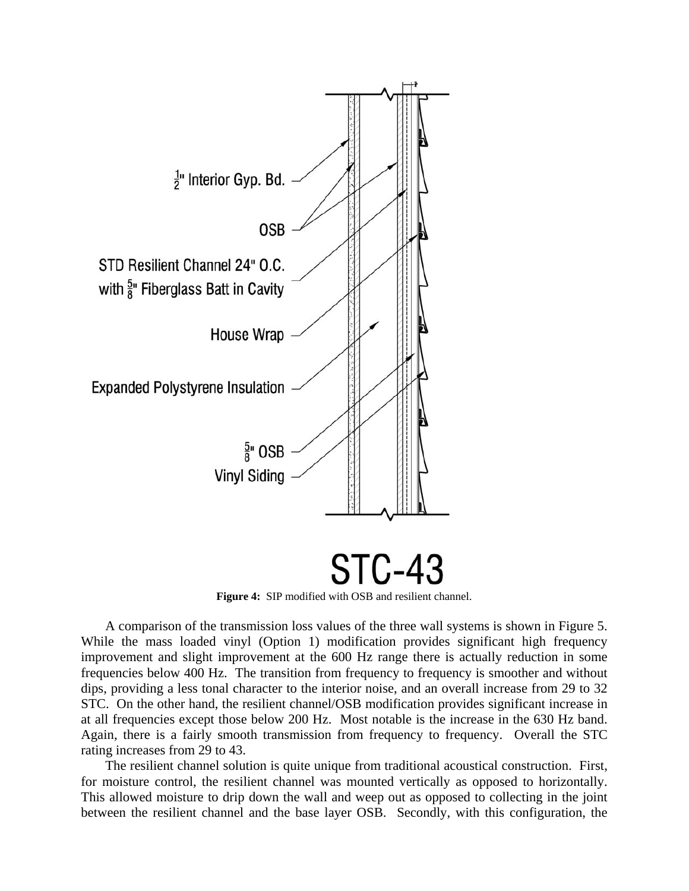½" Interior Gyp. Bd.

OSB

STD Resilient Channel 24" O.C. with ⅝" Fiberglass Batt in Cavity

House Wrap

Expanded Polystyrene Insulation

⅝" OSB

Vinyl Siding

STC-43

**Figure 4:** SIP modified with OSB and resilient channel.

A comparison of the transmission loss values of the three wall systems is shown in Figure 5. While the mass loaded vinyl (Option 1) modification provides significant high frequency improvement and slight improvement at the 600 Hz range there is actually reduction in some frequencies below 400 Hz. The transition from frequency to frequency is smoother and without dips, providing a less tonal character to the interior noise, and an overall increase from 29 to 32 STC. On the other hand, the resilient channel/OSB modification provides significant increase in at all frequencies except those below 200 Hz. Most notable is the increase in the 630 Hz band. Again, there is a fairly smooth transmission from frequency to frequency. Overall the STC rating increases from 29 to 43.

The resilient channel solution is quite unique from traditional acoustical construction. First, for moisture control, the resilient channel was mounted vertically as opposed to horizontally. This allowed moisture to drip down the wall and weep out as opposed to collecting in the joint between the resilient channel and the base layer OSB. Secondly, with this configuration, the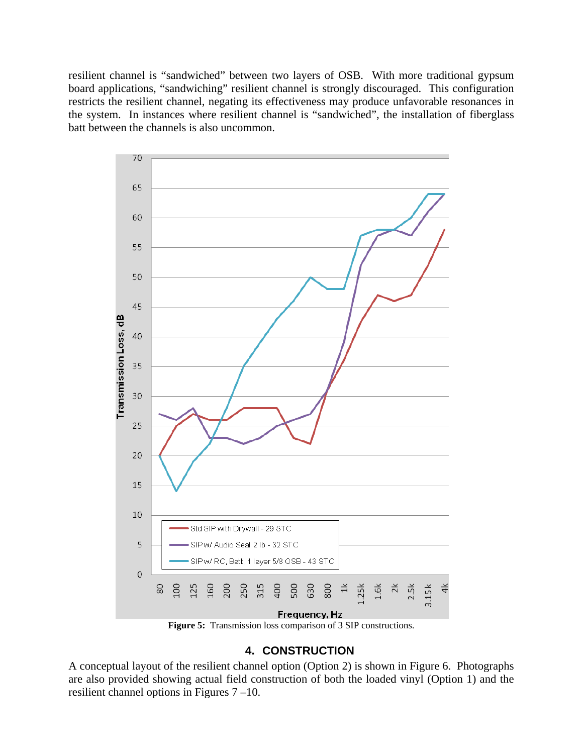resilient channel is "sandwiched" between two layers of OSB. With more traditional gypsum board applications, "sandwiching" resilient channel is strongly discouraged. This configuration restricts the resilient channel, negating its effectiveness may produce unfavorable resonances in the system. In instances where resilient channel is "sandwiched", the installation of fiberglass batt between the channels is also uncommon.

**Figure 5:** Transmission loss comparison of 3 SIP constructions.

## 4. CONSTRUCTION

A conceptual layout of the resilient channel option (Option 2) is shown in Figure 6. Photographs are also provided showing actual field construction of both the loaded vinyl (Option 1) and the resilient channel options in Figures 7 –10.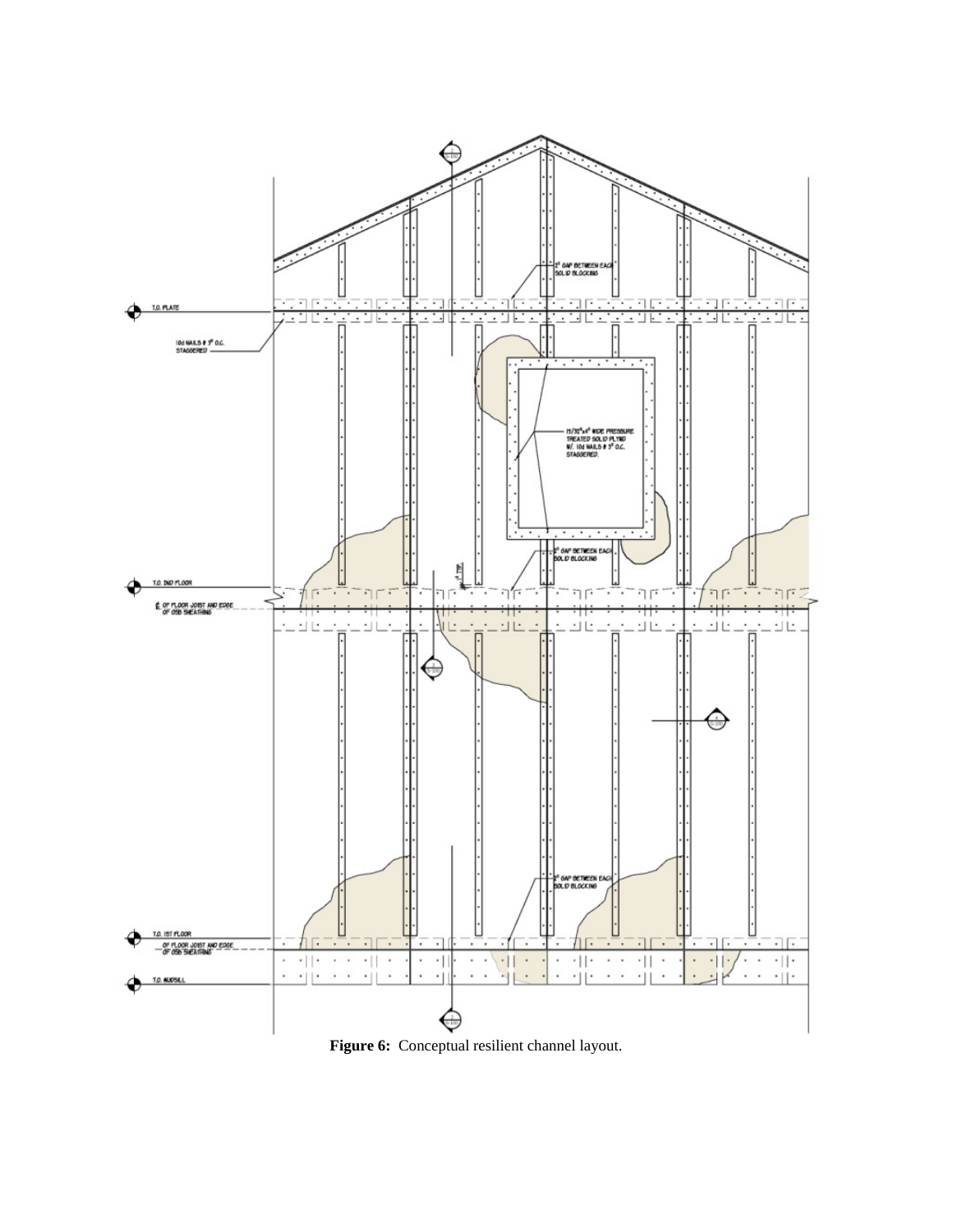Figure 6: Conceptual resilient channel layout.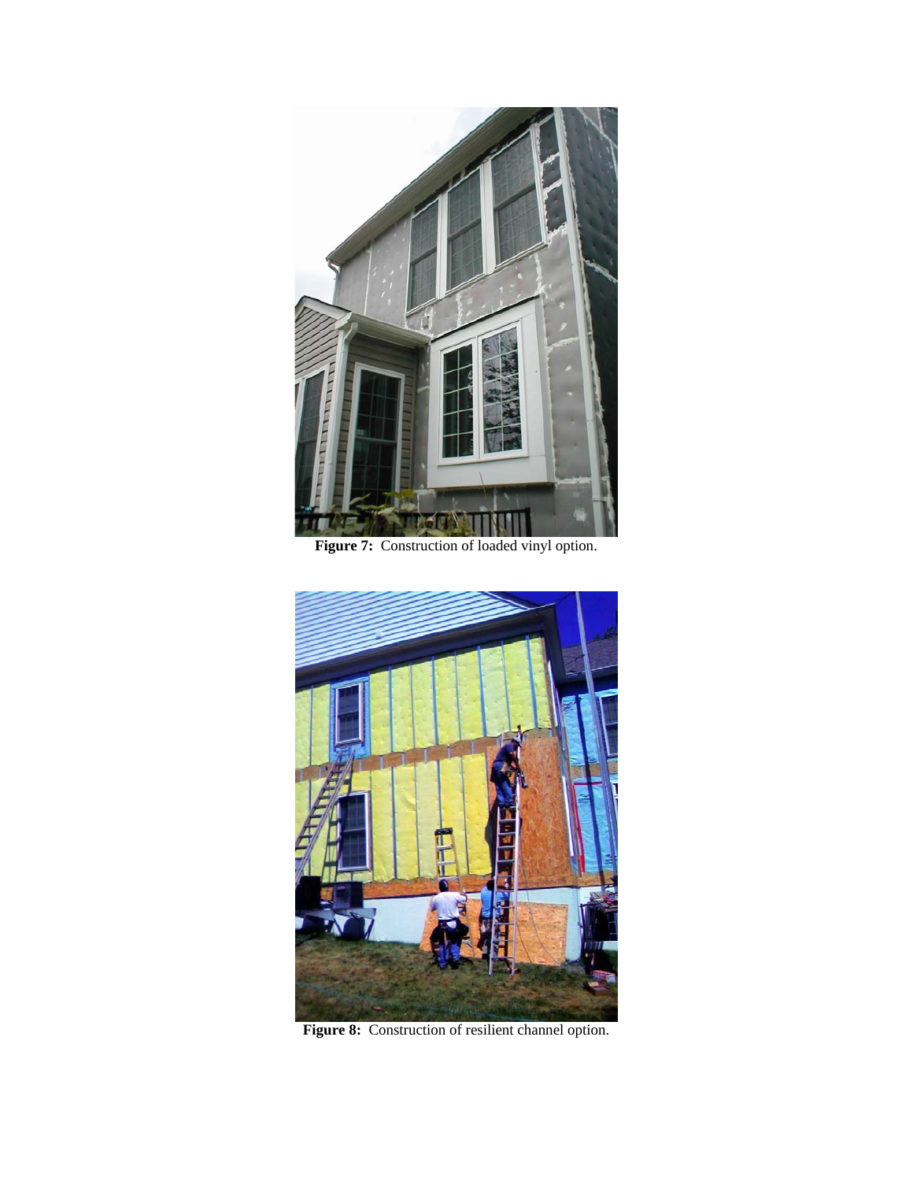**Figure 7:** Construction of loaded vinyl option.

**Figure 8:** Construction of resilient channel option.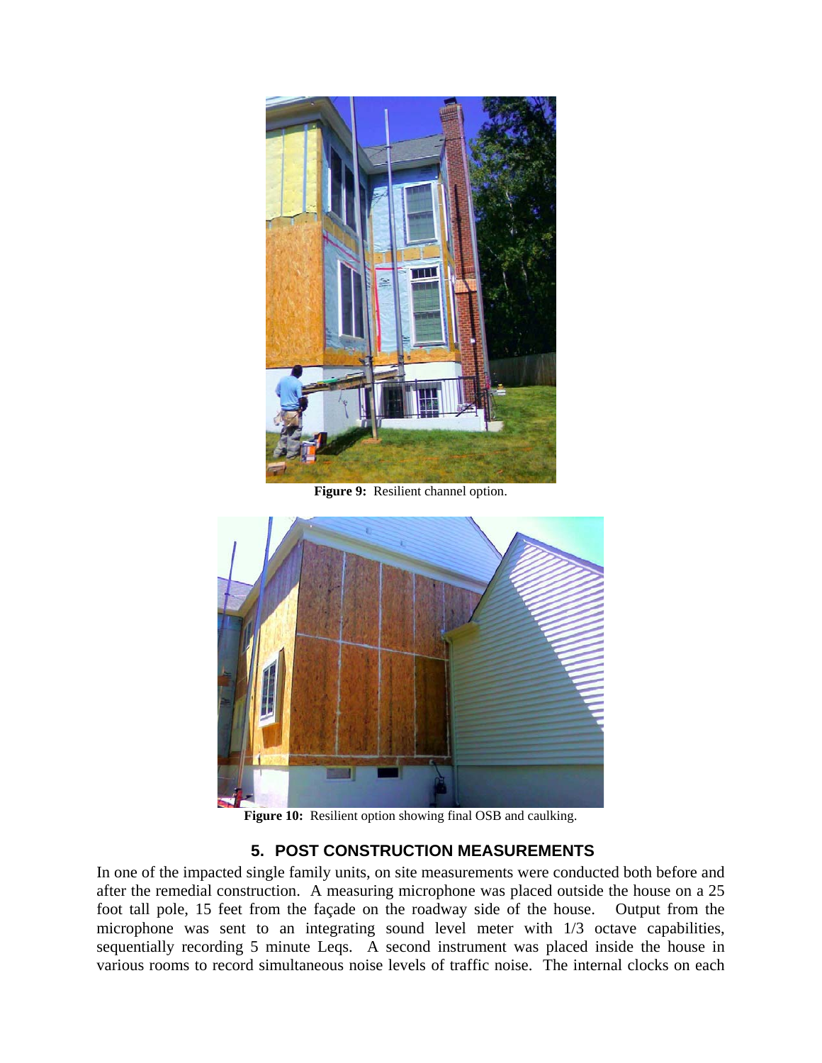Figure 9: Resilient channel option.

Figure 10: Resilient option showing final OSB and caulking.

## 5. POST CONSTRUCTION MEASUREMENTS

In one of the impacted single family units, on site measurements were conducted both before and after the remedial construction. A measuring microphone was placed outside the house on a 25 foot tall pole, 15 feet from the façade on the roadway side of the house. Output from the microphone was sent to an integrating sound level meter with 1/3 octave capabilities, sequentially recording 5 minute Leqs. A second instrument was placed inside the house in various rooms to record simultaneous noise levels of traffic noise. The internal clocks on each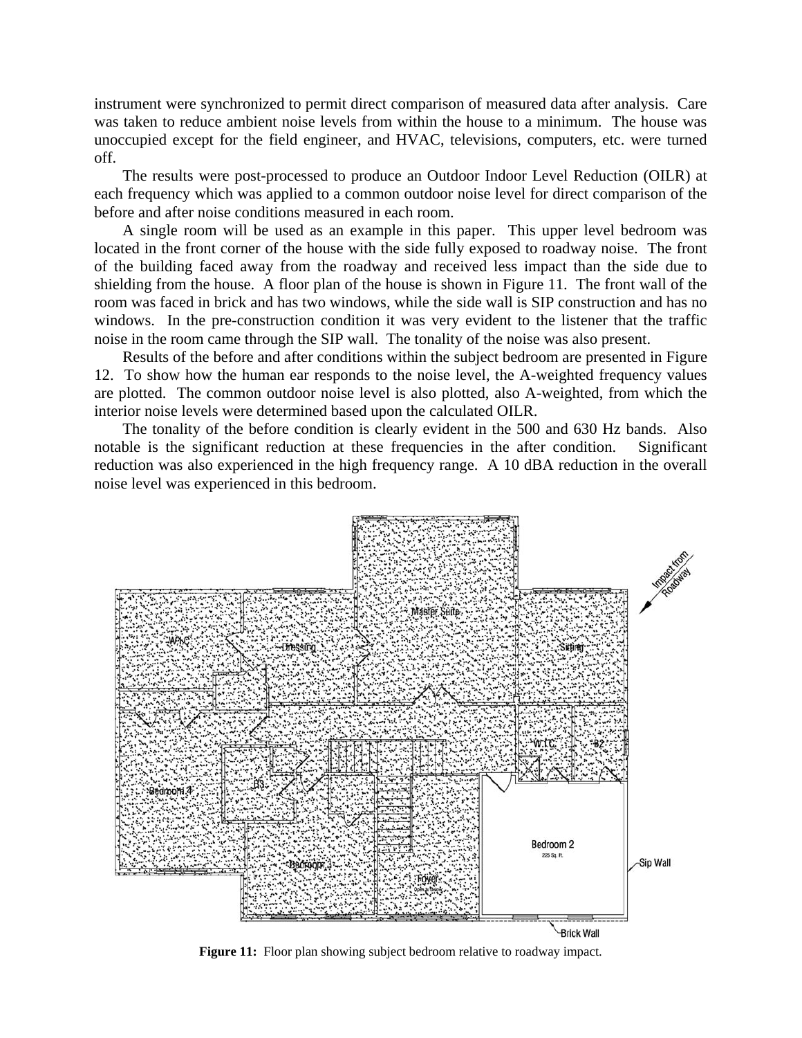instrument were synchronized to permit direct comparison of measured data after analysis. Care was taken to reduce ambient noise levels from within the house to a minimum. The house was unoccupied except for the field engineer, and HVAC, televisions, computers, etc. were turned off.

The results were post-processed to produce an Outdoor Indoor Level Reduction (OILR) at each frequency which was applied to a common outdoor noise level for direct comparison of the before and after noise conditions measured in each room.

A single room will be used as an example in this paper. This upper level bedroom was located in the front corner of the house with the side fully exposed to roadway noise. The front of the building faced away from the roadway and received less impact than the side due to shielding from the house. A floor plan of the house is shown in Figure 11. The front wall of the room was faced in brick and has two windows, while the side wall is SIP construction and has no windows. In the pre-construction condition it was very evident to the listener that the traffic noise in the room came through the SIP wall. The tonality of the noise was also present.

Results of the before and after conditions within the subject bedroom are presented in Figure 12. To show how the human ear responds to the noise level, the A-weighted frequency values are plotted. The common outdoor noise level is also plotted, also A-weighted, from which the interior noise levels were determined based upon the calculated OILR.

The tonality of the before condition is clearly evident in the 500 and 630 Hz bands. Also notable is the significant reduction at these frequencies in the after condition. Significant reduction was also experienced in the high frequency range. A 10 dBA reduction in the overall noise level was experienced in this bedroom.

**Figure 11:** Floor plan showing subject bedroom relative to roadway impact.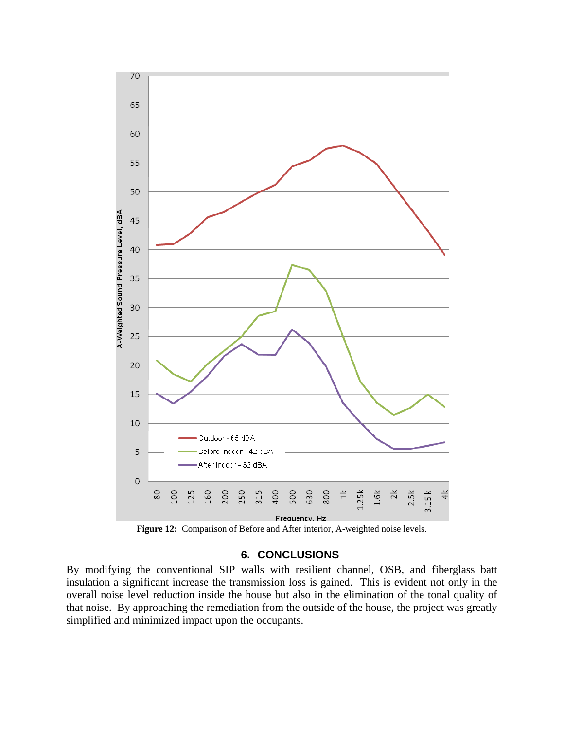**Figure 12:** Comparison of Before and After interior, A-weighted noise levels.

## 6. CONCLUSIONS

By modifying the conventional SIP walls with resilient channel, OSB, and fiberglass batt insulation a significant increase the transmission loss is gained. This is evident not only in the overall noise level reduction inside the house but also in the elimination of the tonal quality of that noise. By approaching the remediation from the outside of the house, the project was greatly simplified and minimized impact upon the occupants.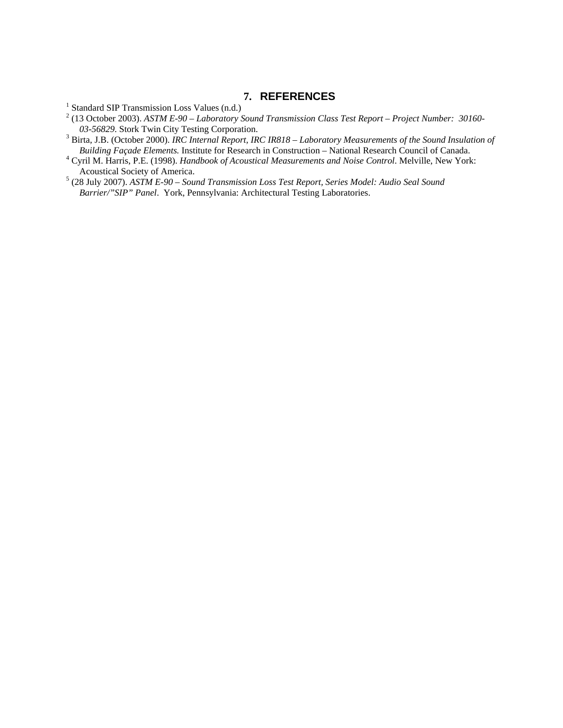## 7. REFERENCES

[1] Standard SIP Transmission Loss Values (n.d.)

[2] (13 October 2003). *ASTM E-90 – Laboratory Sound Transmission Class Test Report – Project Number: 30160-03-56829*. Stork Twin City Testing Corporation.

[3] Birta, J.B. (October 2000). *IRC Internal Report, IRC IR818 – Laboratory Measurements of the Sound Insulation of Building Façade Elements.* Institute for Research in Construction – National Research Council of Canada.

[4] Cyril M. Harris, P.E. (1998). *Handbook of Acoustical Measurements and Noise Control*. Melville, New York: Acoustical Society of America.

[5] (28 July 2007). *ASTM E-90 – Sound Transmission Loss Test Report, Series Model: Audio Seal Sound Barrier/"SIP" Panel*. York, Pennsylvania: Architectural Testing Laboratories.